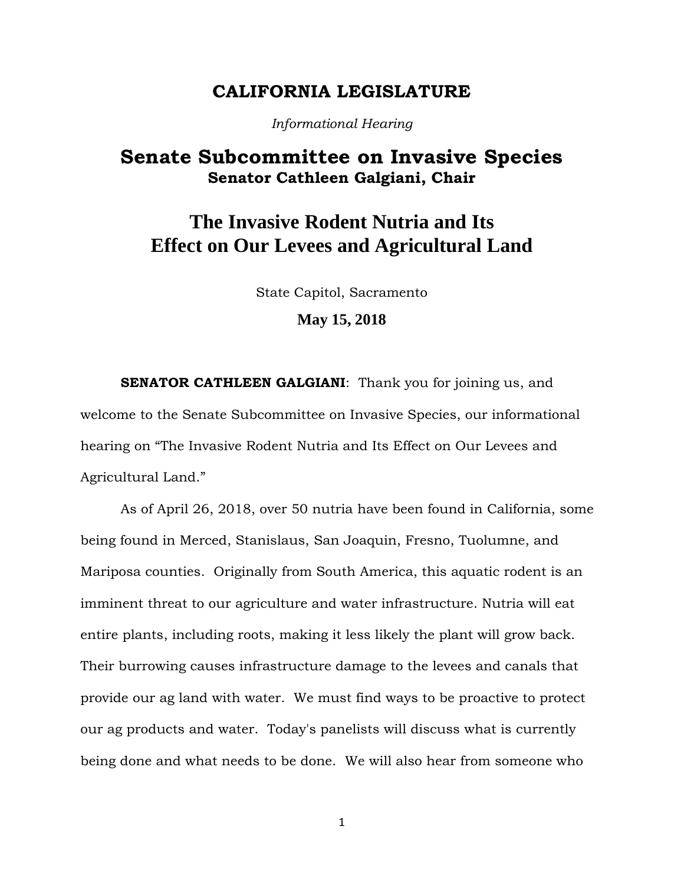# CALIFORNIA LEGISLATURE

*Informational Hearing*

# Senate Subcommittee on Invasive Species

## Senator Cathleen Galgiani, Chair

# The Invasive Rodent Nutria and Its Effect on Our Levees and Agricultural Land

State Capitol, Sacramento

**May 15, 2018**

**SENATOR CATHLEEN GALGIANI**: Thank you for joining us, and welcome to the Senate Subcommittee on Invasive Species, our informational hearing on "The Invasive Rodent Nutria and Its Effect on Our Levees and Agricultural Land."

As of April 26, 2018, over 50 nutria have been found in California, some being found in Merced, Stanislaus, San Joaquin, Fresno, Tuolumne, and Mariposa counties. Originally from South America, this aquatic rodent is an imminent threat to our agriculture and water infrastructure. Nutria will eat entire plants, including roots, making it less likely the plant will grow back. Their burrowing causes infrastructure damage to the levees and canals that provide our ag land with water. We must find ways to be proactive to protect our ag products and water. Today's panelists will discuss what is currently being done and what needs to be done. We will also hear from someone who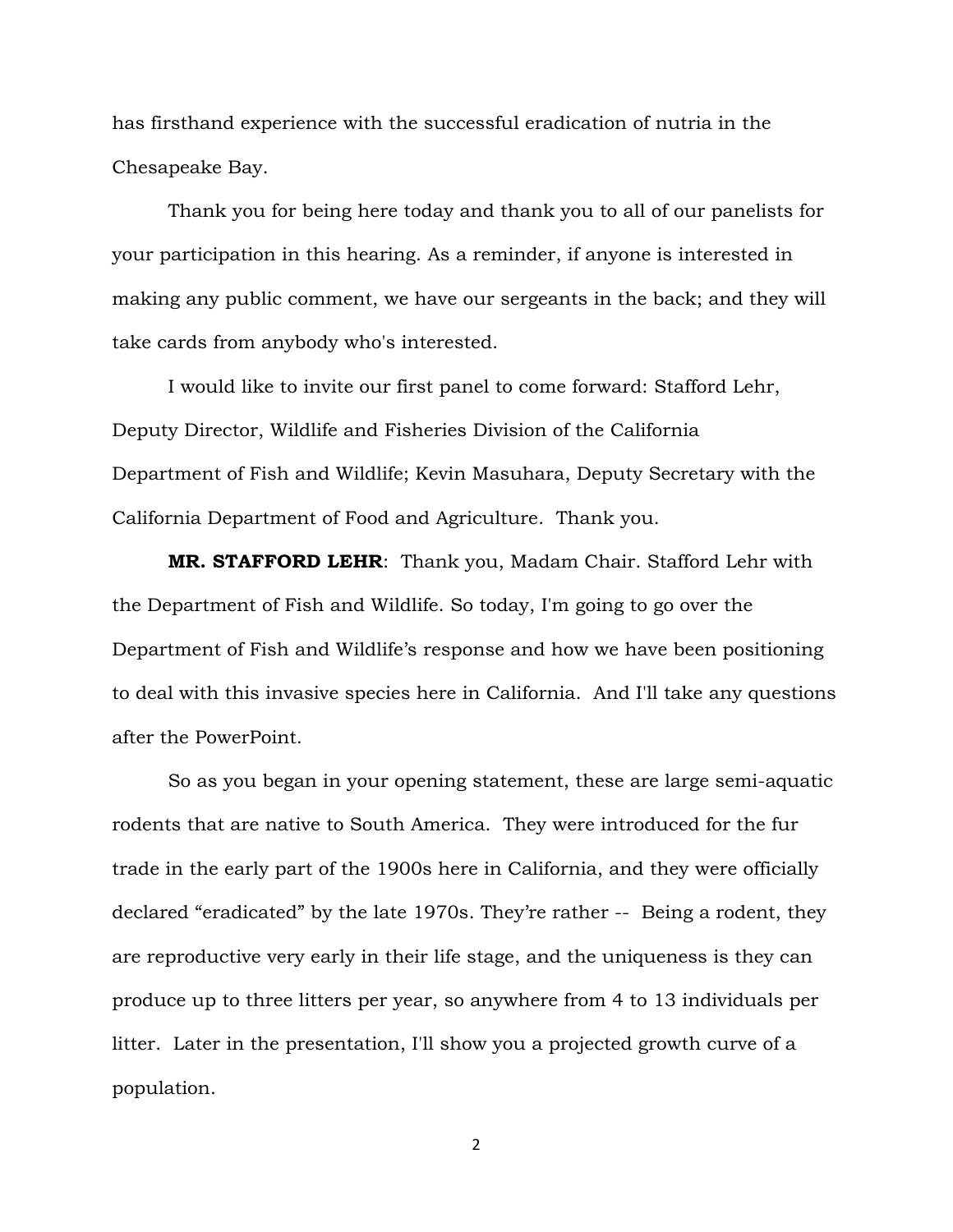has firsthand experience with the successful eradication of nutria in the Chesapeake Bay.

Thank you for being here today and thank you to all of our panelists for your participation in this hearing. As a reminder, if anyone is interested in making any public comment, we have our sergeants in the back; and they will take cards from anybody who's interested.

I would like to invite our first panel to come forward: Stafford Lehr, Deputy Director, Wildlife and Fisheries Division of the California Department of Fish and Wildlife; Kevin Masuhara, Deputy Secretary with the California Department of Food and Agriculture. Thank you.

**MR. STAFFORD LEHR**: Thank you, Madam Chair. Stafford Lehr with the Department of Fish and Wildlife. So today, I'm going to go over the Department of Fish and Wildlife's response and how we have been positioning to deal with this invasive species here in California. And I'll take any questions after the PowerPoint.

So as you began in your opening statement, these are large semi-aquatic rodents that are native to South America. They were introduced for the fur trade in the early part of the 1900s here in California, and they were officially declared "eradicated" by the late 1970s. They're rather -- Being a rodent, they are reproductive very early in their life stage, and the uniqueness is they can produce up to three litters per year, so anywhere from 4 to 13 individuals per litter. Later in the presentation, I'll show you a projected growth curve of a population.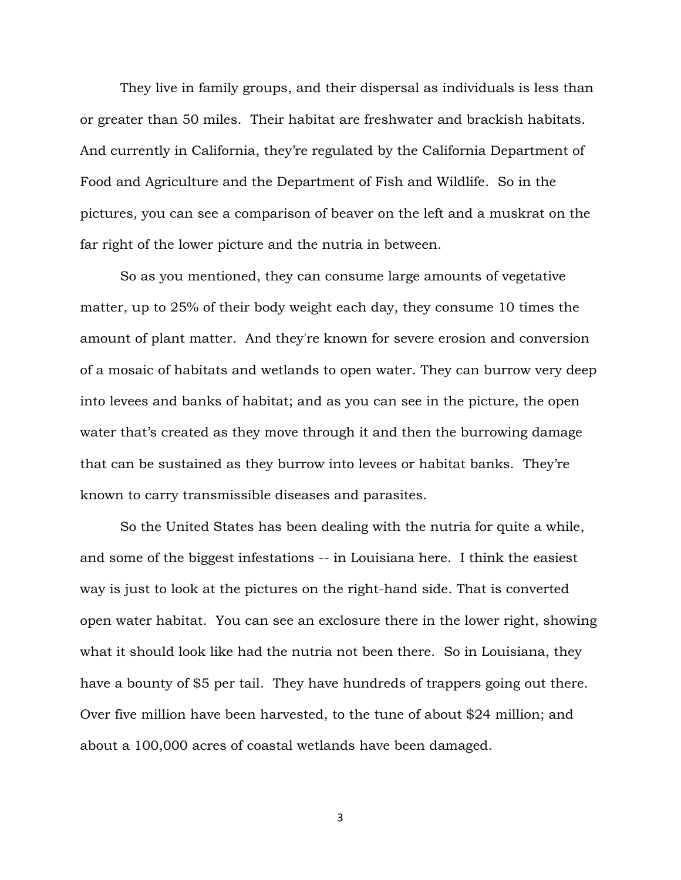They live in family groups, and their dispersal as individuals is less than or greater than 50 miles. Their habitat are freshwater and brackish habitats. And currently in California, they're regulated by the California Department of Food and Agriculture and the Department of Fish and Wildlife. So in the pictures, you can see a comparison of beaver on the left and a muskrat on the far right of the lower picture and the nutria in between.

So as you mentioned, they can consume large amounts of vegetative matter, up to 25% of their body weight each day, they consume 10 times the amount of plant matter. And they're known for severe erosion and conversion of a mosaic of habitats and wetlands to open water. They can burrow very deep into levees and banks of habitat; and as you can see in the picture, the open water that's created as they move through it and then the burrowing damage that can be sustained as they burrow into levees or habitat banks. They're known to carry transmissible diseases and parasites.

So the United States has been dealing with the nutria for quite a while, and some of the biggest infestations -- in Louisiana here. I think the easiest way is just to look at the pictures on the right-hand side. That is converted open water habitat. You can see an exclosure there in the lower right, showing what it should look like had the nutria not been there. So in Louisiana, they have a bounty of $5 per tail. They have hundreds of trappers going out there. Over five million have been harvested, to the tune of about $24 million; and about a 100,000 acres of coastal wetlands have been damaged.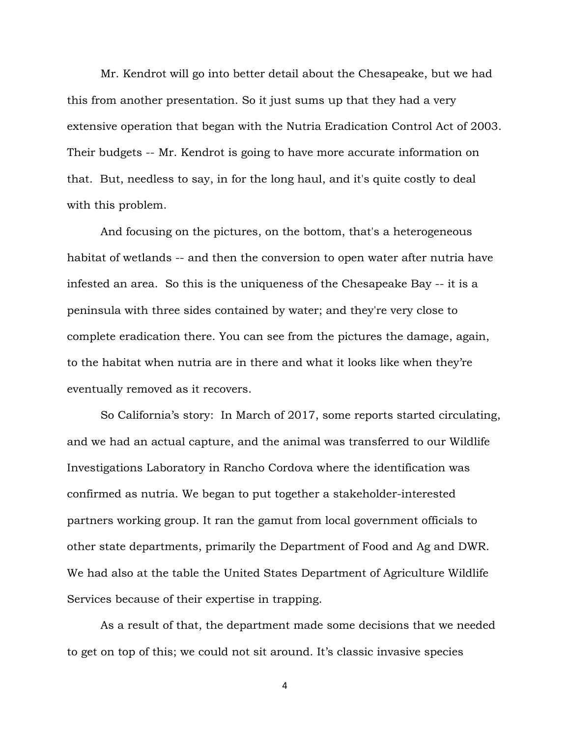Mr. Kendrot will go into better detail about the Chesapeake, but we had this from another presentation. So it just sums up that they had a very extensive operation that began with the Nutria Eradication Control Act of 2003. Their budgets -- Mr. Kendrot is going to have more accurate information on that. But, needless to say, in for the long haul, and it's quite costly to deal with this problem.

And focusing on the pictures, on the bottom, that's a heterogeneous habitat of wetlands -- and then the conversion to open water after nutria have infested an area. So this is the uniqueness of the Chesapeake Bay -- it is a peninsula with three sides contained by water; and they're very close to complete eradication there. You can see from the pictures the damage, again, to the habitat when nutria are in there and what it looks like when they're eventually removed as it recovers.

So California's story: In March of 2017, some reports started circulating, and we had an actual capture, and the animal was transferred to our Wildlife Investigations Laboratory in Rancho Cordova where the identification was confirmed as nutria. We began to put together a stakeholder-interested partners working group. It ran the gamut from local government officials to other state departments, primarily the Department of Food and Ag and DWR. We had also at the table the United States Department of Agriculture Wildlife Services because of their expertise in trapping.

As a result of that, the department made some decisions that we needed to get on top of this; we could not sit around. It's classic invasive species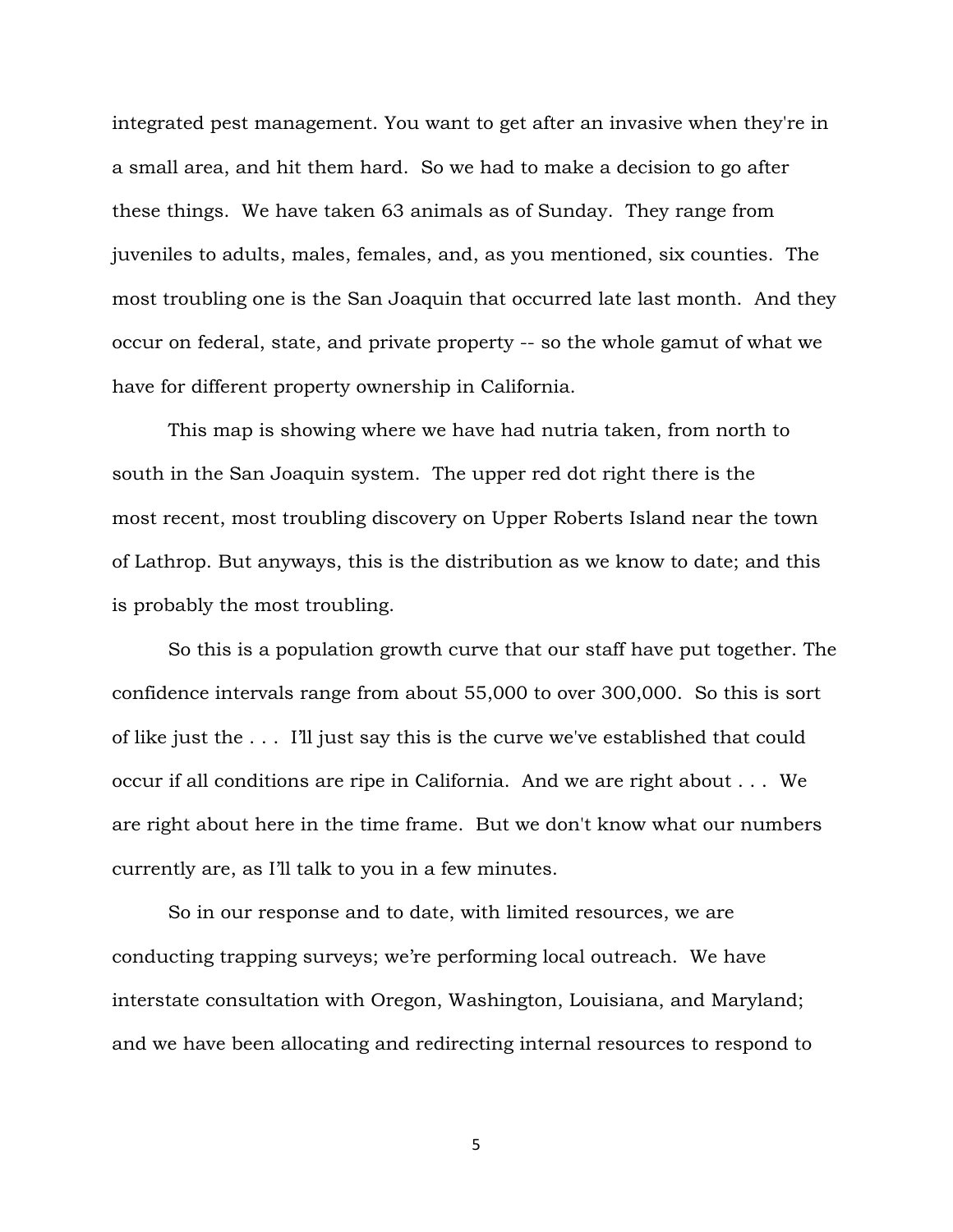integrated pest management. You want to get after an invasive when they're in a small area, and hit them hard. So we had to make a decision to go after these things. We have taken 63 animals as of Sunday. They range from juveniles to adults, males, females, and, as you mentioned, six counties. The most troubling one is the San Joaquin that occurred late last month. And they occur on federal, state, and private property -- so the whole gamut of what we have for different property ownership in California.

This map is showing where we have had nutria taken, from north to south in the San Joaquin system. The upper red dot right there is the most recent, most troubling discovery on Upper Roberts Island near the town of Lathrop. But anyways, this is the distribution as we know to date; and this is probably the most troubling.

So this is a population growth curve that our staff have put together. The confidence intervals range from about 55,000 to over 300,000. So this is sort of like just the . . . I'll just say this is the curve we've established that could occur if all conditions are ripe in California. And we are right about . . . We are right about here in the time frame. But we don't know what our numbers currently are, as I'll talk to you in a few minutes.

So in our response and to date, with limited resources, we are conducting trapping surveys; we're performing local outreach. We have interstate consultation with Oregon, Washington, Louisiana, and Maryland; and we have been allocating and redirecting internal resources to respond to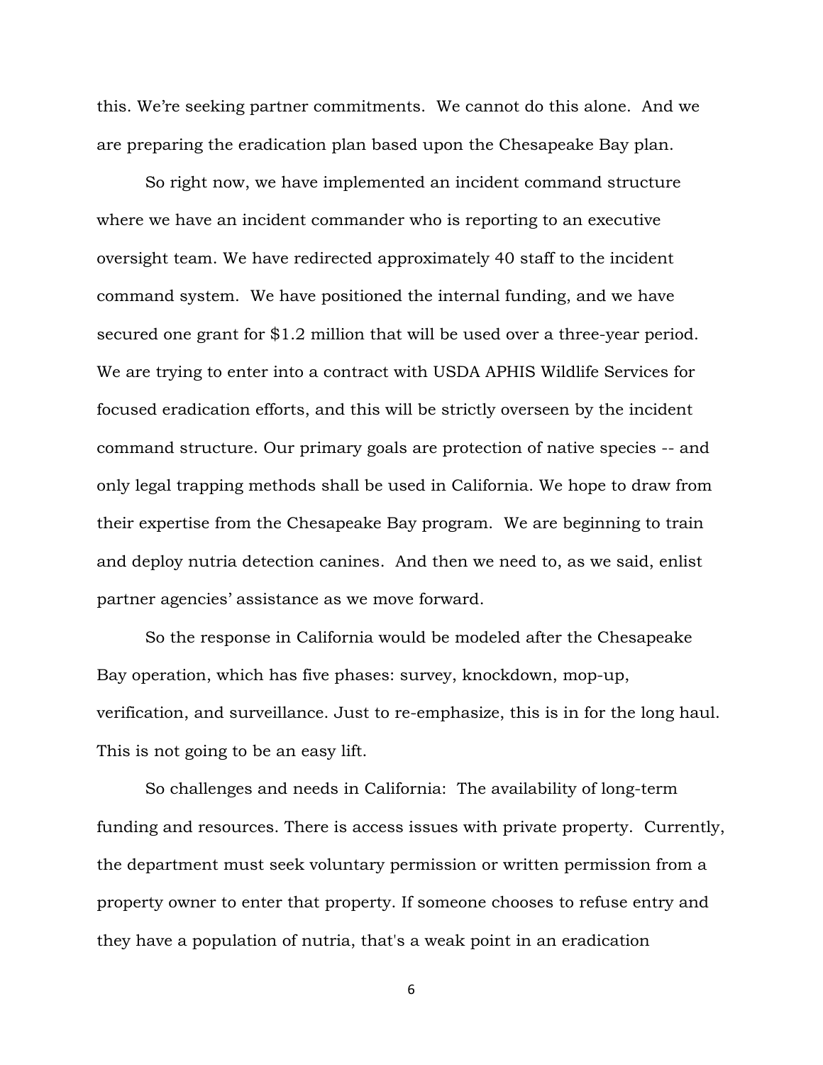this. We're seeking partner commitments. We cannot do this alone. And we are preparing the eradication plan based upon the Chesapeake Bay plan.

So right now, we have implemented an incident command structure where we have an incident commander who is reporting to an executive oversight team. We have redirected approximately 40 staff to the incident command system. We have positioned the internal funding, and we have secured one grant for $1.2 million that will be used over a three-year period. We are trying to enter into a contract with USDA APHIS Wildlife Services for focused eradication efforts, and this will be strictly overseen by the incident command structure. Our primary goals are protection of native species -- and only legal trapping methods shall be used in California. We hope to draw from their expertise from the Chesapeake Bay program. We are beginning to train and deploy nutria detection canines. And then we need to, as we said, enlist partner agencies' assistance as we move forward.

So the response in California would be modeled after the Chesapeake Bay operation, which has five phases: survey, knockdown, mop-up, verification, and surveillance. Just to re-emphasize, this is in for the long haul. This is not going to be an easy lift.

So challenges and needs in California: The availability of long-term funding and resources. There is access issues with private property. Currently, the department must seek voluntary permission or written permission from a property owner to enter that property. If someone chooses to refuse entry and they have a population of nutria, that's a weak point in an eradication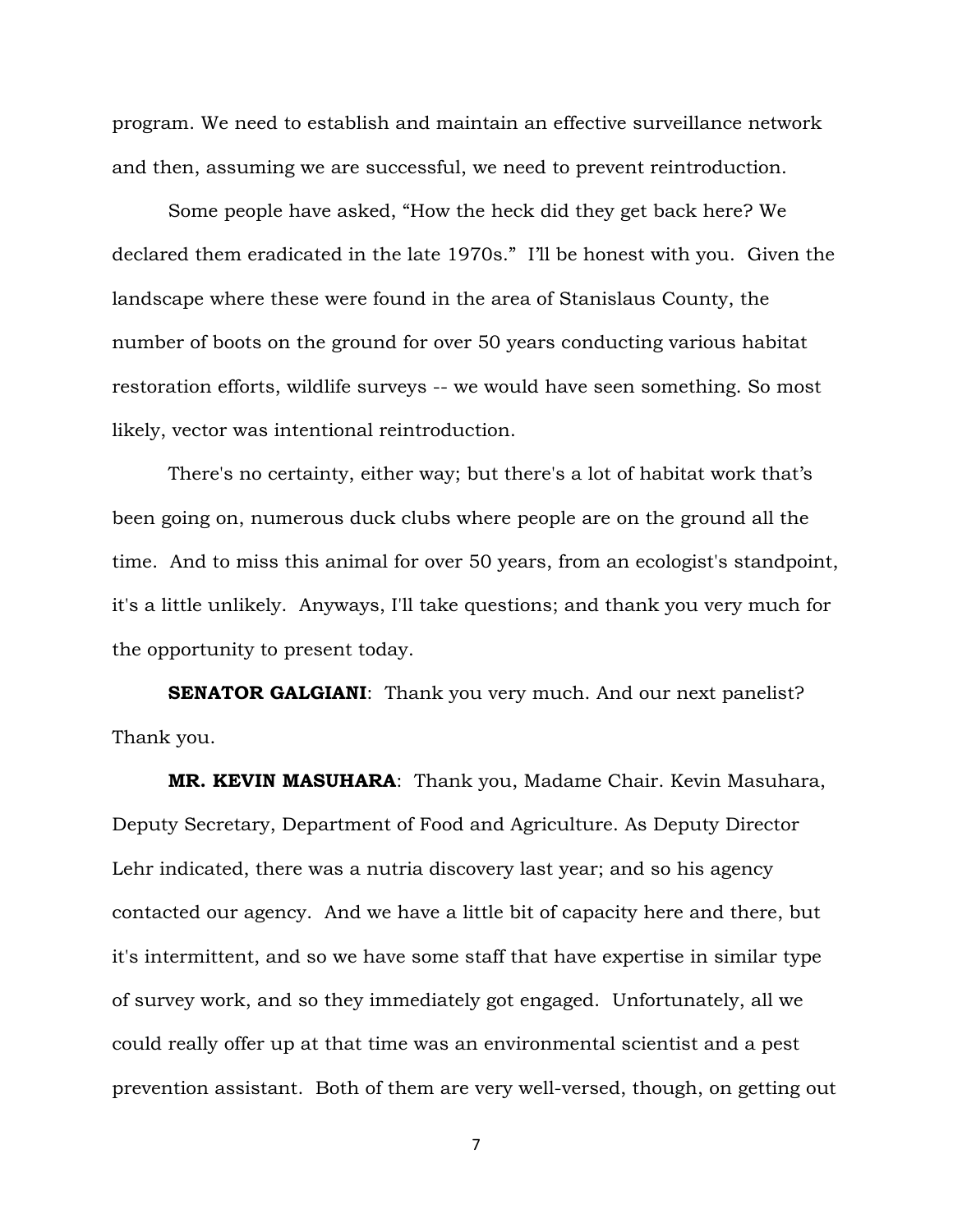program. We need to establish and maintain an effective surveillance network and then, assuming we are successful, we need to prevent reintroduction.

Some people have asked, "How the heck did they get back here? We declared them eradicated in the late 1970s." I'll be honest with you. Given the landscape where these were found in the area of Stanislaus County, the number of boots on the ground for over 50 years conducting various habitat restoration efforts, wildlife surveys -- we would have seen something. So most likely, vector was intentional reintroduction.

There's no certainty, either way; but there's a lot of habitat work that's been going on, numerous duck clubs where people are on the ground all the time. And to miss this animal for over 50 years, from an ecologist's standpoint, it's a little unlikely. Anyways, I'll take questions; and thank you very much for the opportunity to present today.

**SENATOR GALGIANI**: Thank you very much. And our next panelist? Thank you.

**MR. KEVIN MASUHARA**: Thank you, Madame Chair. Kevin Masuhara, Deputy Secretary, Department of Food and Agriculture. As Deputy Director Lehr indicated, there was a nutria discovery last year; and so his agency contacted our agency. And we have a little bit of capacity here and there, but it's intermittent, and so we have some staff that have expertise in similar type of survey work, and so they immediately got engaged. Unfortunately, all we could really offer up at that time was an environmental scientist and a pest prevention assistant. Both of them are very well-versed, though, on getting out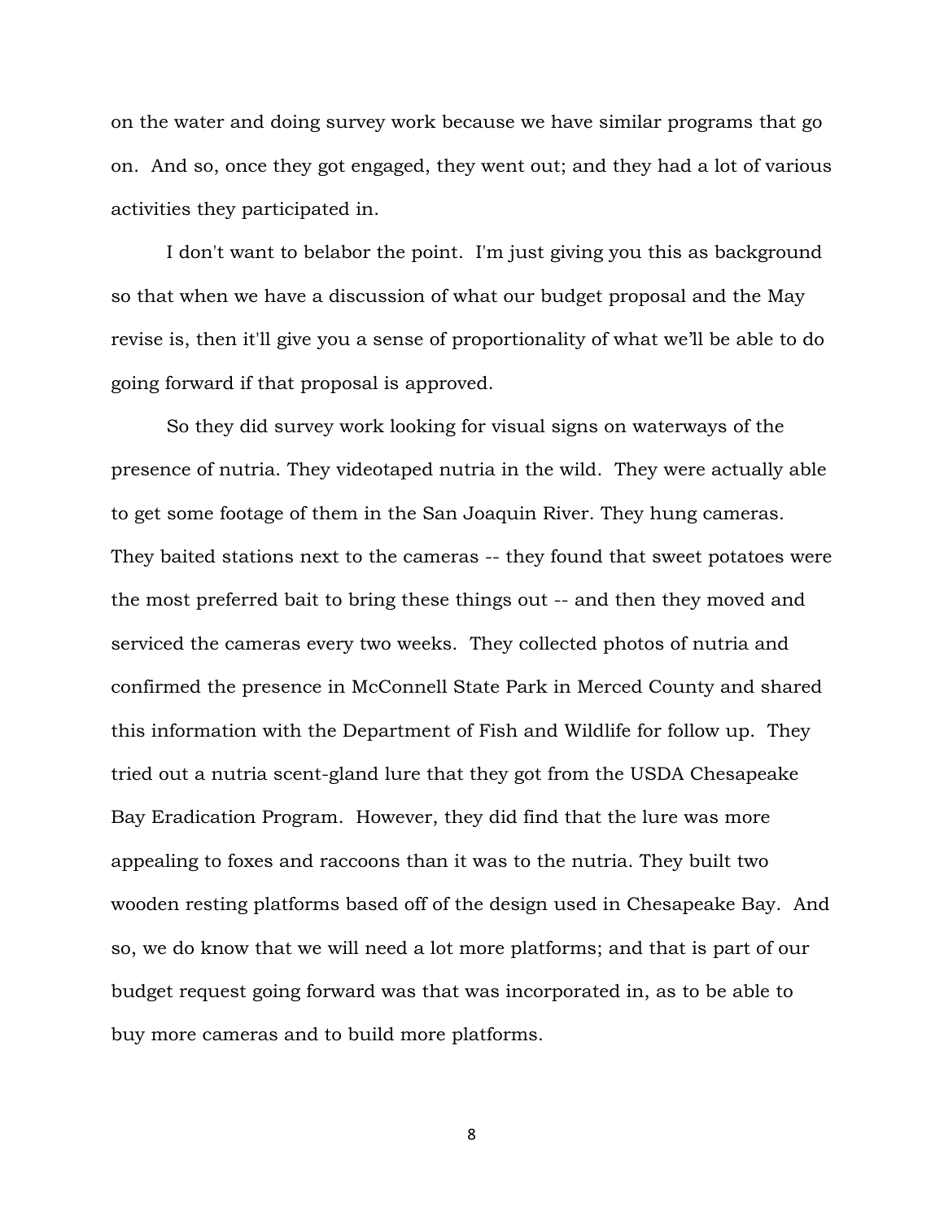on the water and doing survey work because we have similar programs that go on. And so, once they got engaged, they went out; and they had a lot of various activities they participated in.

I don't want to belabor the point. I'm just giving you this as background so that when we have a discussion of what our budget proposal and the May revise is, then it'll give you a sense of proportionality of what we'll be able to do going forward if that proposal is approved.

So they did survey work looking for visual signs on waterways of the presence of nutria. They videotaped nutria in the wild. They were actually able to get some footage of them in the San Joaquin River. They hung cameras. They baited stations next to the cameras -- they found that sweet potatoes were the most preferred bait to bring these things out -- and then they moved and serviced the cameras every two weeks. They collected photos of nutria and confirmed the presence in McConnell State Park in Merced County and shared this information with the Department of Fish and Wildlife for follow up. They tried out a nutria scent-gland lure that they got from the USDA Chesapeake Bay Eradication Program. However, they did find that the lure was more appealing to foxes and raccoons than it was to the nutria. They built two wooden resting platforms based off of the design used in Chesapeake Bay. And so, we do know that we will need a lot more platforms; and that is part of our budget request going forward was that was incorporated in, as to be able to buy more cameras and to build more platforms.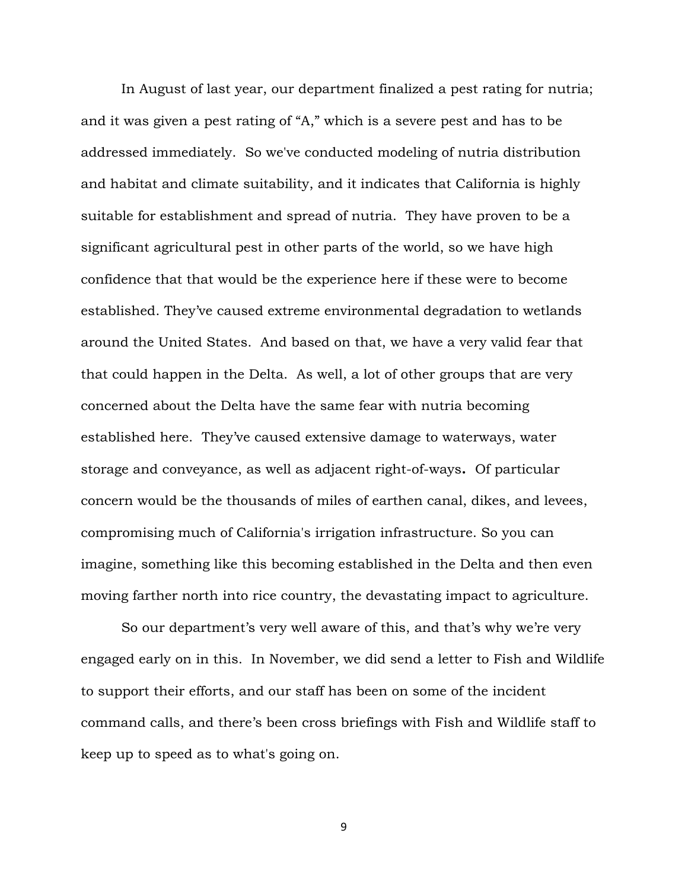In August of last year, our department finalized a pest rating for nutria; and it was given a pest rating of "A," which is a severe pest and has to be addressed immediately. So we've conducted modeling of nutria distribution and habitat and climate suitability, and it indicates that California is highly suitable for establishment and spread of nutria. They have proven to be a significant agricultural pest in other parts of the world, so we have high confidence that that would be the experience here if these were to become established. They've caused extreme environmental degradation to wetlands around the United States. And based on that, we have a very valid fear that that could happen in the Delta. As well, a lot of other groups that are very concerned about the Delta have the same fear with nutria becoming established here. They've caused extensive damage to waterways, water storage and conveyance, as well as adjacent right-of-ways**.** Of particular concern would be the thousands of miles of earthen canal, dikes, and levees, compromising much of California's irrigation infrastructure. So you can imagine, something like this becoming established in the Delta and then even moving farther north into rice country, the devastating impact to agriculture.

So our department's very well aware of this, and that's why we're very engaged early on in this. In November, we did send a letter to Fish and Wildlife to support their efforts, and our staff has been on some of the incident command calls, and there's been cross briefings with Fish and Wildlife staff to keep up to speed as to what's going on.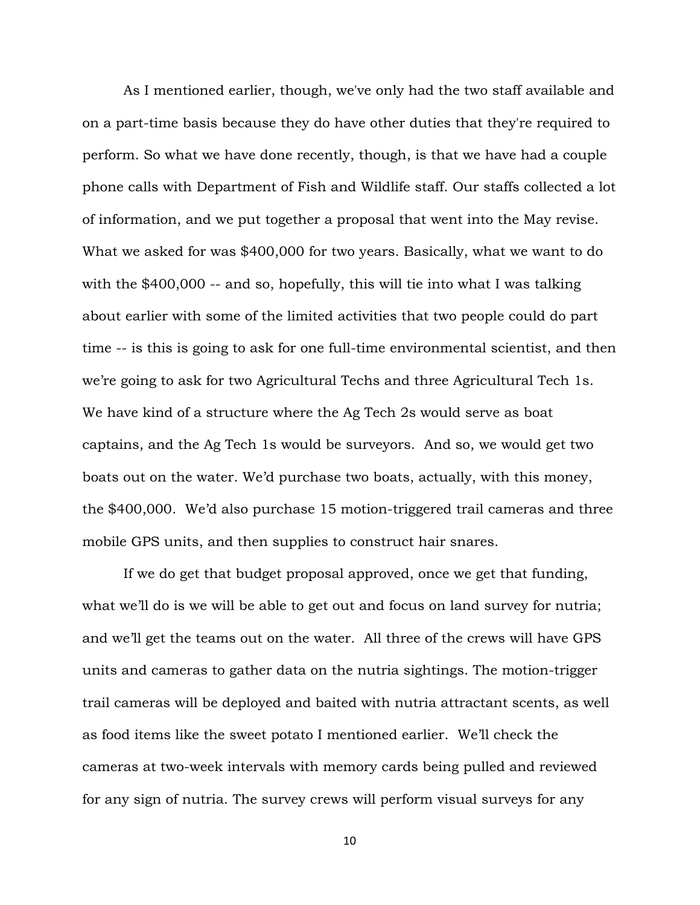As I mentioned earlier, though, we've only had the two staff available and on a part-time basis because they do have other duties that they're required to perform. So what we have done recently, though, is that we have had a couple phone calls with Department of Fish and Wildlife staff. Our staffs collected a lot of information, and we put together a proposal that went into the May revise. What we asked for was $400,000 for two years. Basically, what we want to do with the $400,000 -- and so, hopefully, this will tie into what I was talking about earlier with some of the limited activities that two people could do part time -- is this is going to ask for one full-time environmental scientist, and then we're going to ask for two Agricultural Techs and three Agricultural Tech 1s. We have kind of a structure where the Ag Tech 2s would serve as boat captains, and the Ag Tech 1s would be surveyors. And so, we would get two boats out on the water. We'd purchase two boats, actually, with this money, the $400,000. We'd also purchase 15 motion-triggered trail cameras and three mobile GPS units, and then supplies to construct hair snares.

If we do get that budget proposal approved, once we get that funding, what we'll do is we will be able to get out and focus on land survey for nutria; and we'll get the teams out on the water. All three of the crews will have GPS units and cameras to gather data on the nutria sightings. The motion-trigger trail cameras will be deployed and baited with nutria attractant scents, as well as food items like the sweet potato I mentioned earlier. We'll check the cameras at two-week intervals with memory cards being pulled and reviewed for any sign of nutria. The survey crews will perform visual surveys for any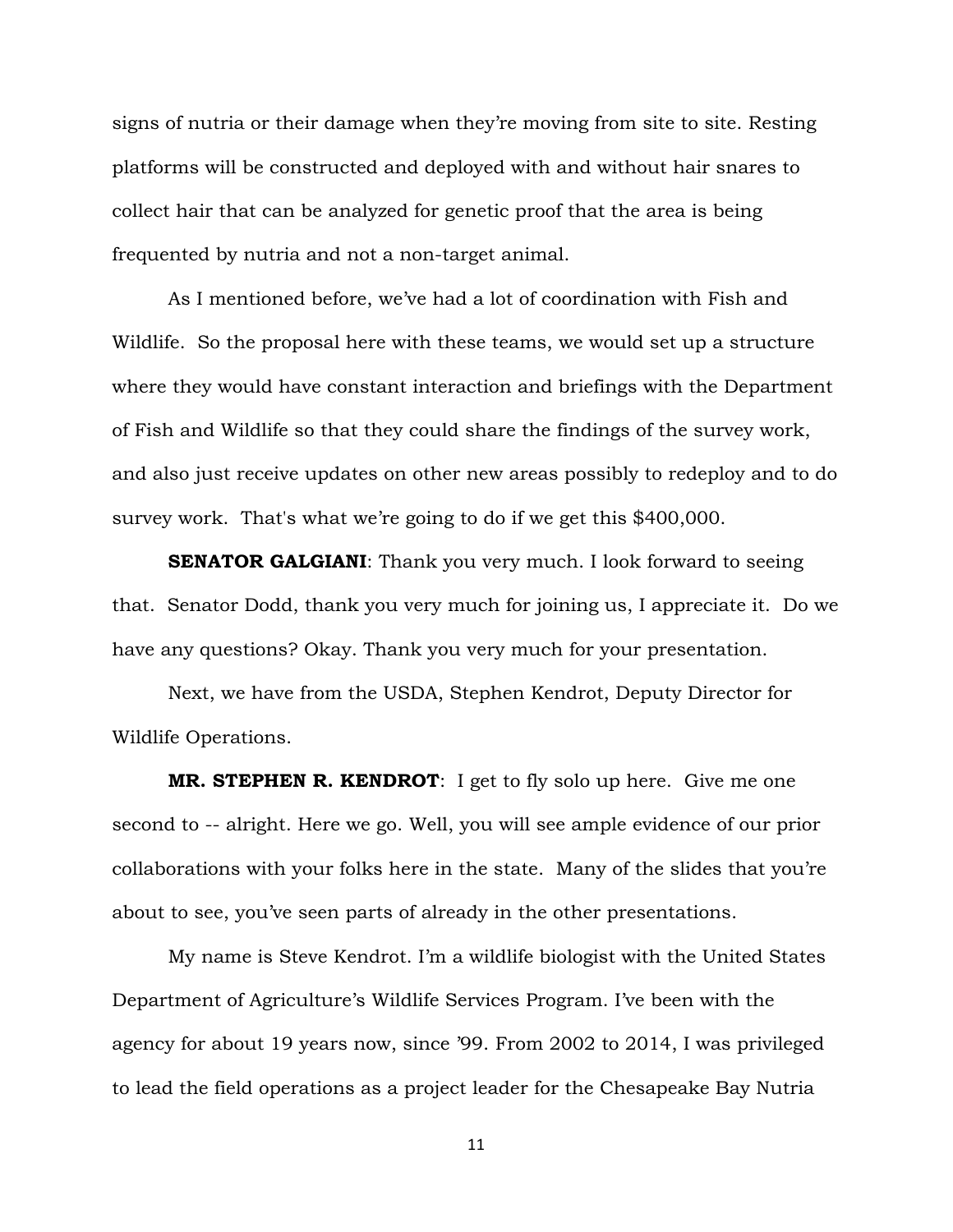signs of nutria or their damage when they're moving from site to site. Resting platforms will be constructed and deployed with and without hair snares to collect hair that can be analyzed for genetic proof that the area is being frequented by nutria and not a non-target animal.

As I mentioned before, we've had a lot of coordination with Fish and Wildlife. So the proposal here with these teams, we would set up a structure where they would have constant interaction and briefings with the Department of Fish and Wildlife so that they could share the findings of the survey work, and also just receive updates on other new areas possibly to redeploy and to do survey work. That's what we're going to do if we get this $400,000.

**SENATOR GALGIANI**: Thank you very much. I look forward to seeing that. Senator Dodd, thank you very much for joining us, I appreciate it. Do we have any questions? Okay. Thank you very much for your presentation.

Next, we have from the USDA, Stephen Kendrot, Deputy Director for Wildlife Operations.

**MR. STEPHEN R. KENDROT**: I get to fly solo up here. Give me one second to -- alright. Here we go. Well, you will see ample evidence of our prior collaborations with your folks here in the state. Many of the slides that you're about to see, you've seen parts of already in the other presentations.

My name is Steve Kendrot. I'm a wildlife biologist with the United States Department of Agriculture's Wildlife Services Program. I've been with the agency for about 19 years now, since '99. From 2002 to 2014, I was privileged to lead the field operations as a project leader for the Chesapeake Bay Nutria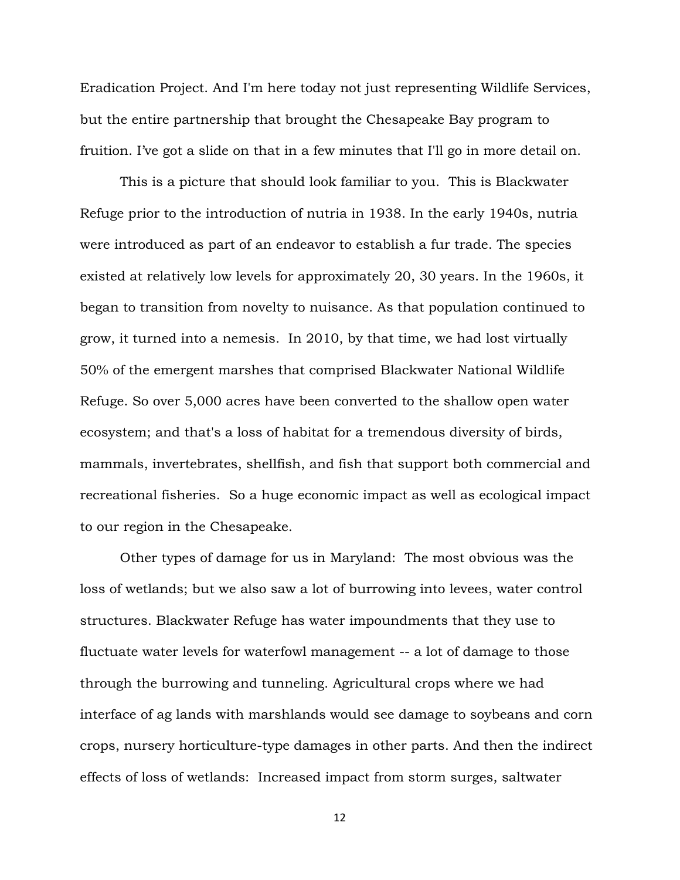Eradication Project. And I'm here today not just representing Wildlife Services, but the entire partnership that brought the Chesapeake Bay program to fruition. I've got a slide on that in a few minutes that I'll go in more detail on.

This is a picture that should look familiar to you. This is Blackwater Refuge prior to the introduction of nutria in 1938. In the early 1940s, nutria were introduced as part of an endeavor to establish a fur trade. The species existed at relatively low levels for approximately 20, 30 years. In the 1960s, it began to transition from novelty to nuisance. As that population continued to grow, it turned into a nemesis. In 2010, by that time, we had lost virtually 50% of the emergent marshes that comprised Blackwater National Wildlife Refuge. So over 5,000 acres have been converted to the shallow open water ecosystem; and that's a loss of habitat for a tremendous diversity of birds, mammals, invertebrates, shellfish, and fish that support both commercial and recreational fisheries. So a huge economic impact as well as ecological impact to our region in the Chesapeake.

Other types of damage for us in Maryland: The most obvious was the loss of wetlands; but we also saw a lot of burrowing into levees, water control structures. Blackwater Refuge has water impoundments that they use to fluctuate water levels for waterfowl management -- a lot of damage to those through the burrowing and tunneling. Agricultural crops where we had interface of ag lands with marshlands would see damage to soybeans and corn crops, nursery horticulture-type damages in other parts. And then the indirect effects of loss of wetlands: Increased impact from storm surges, saltwater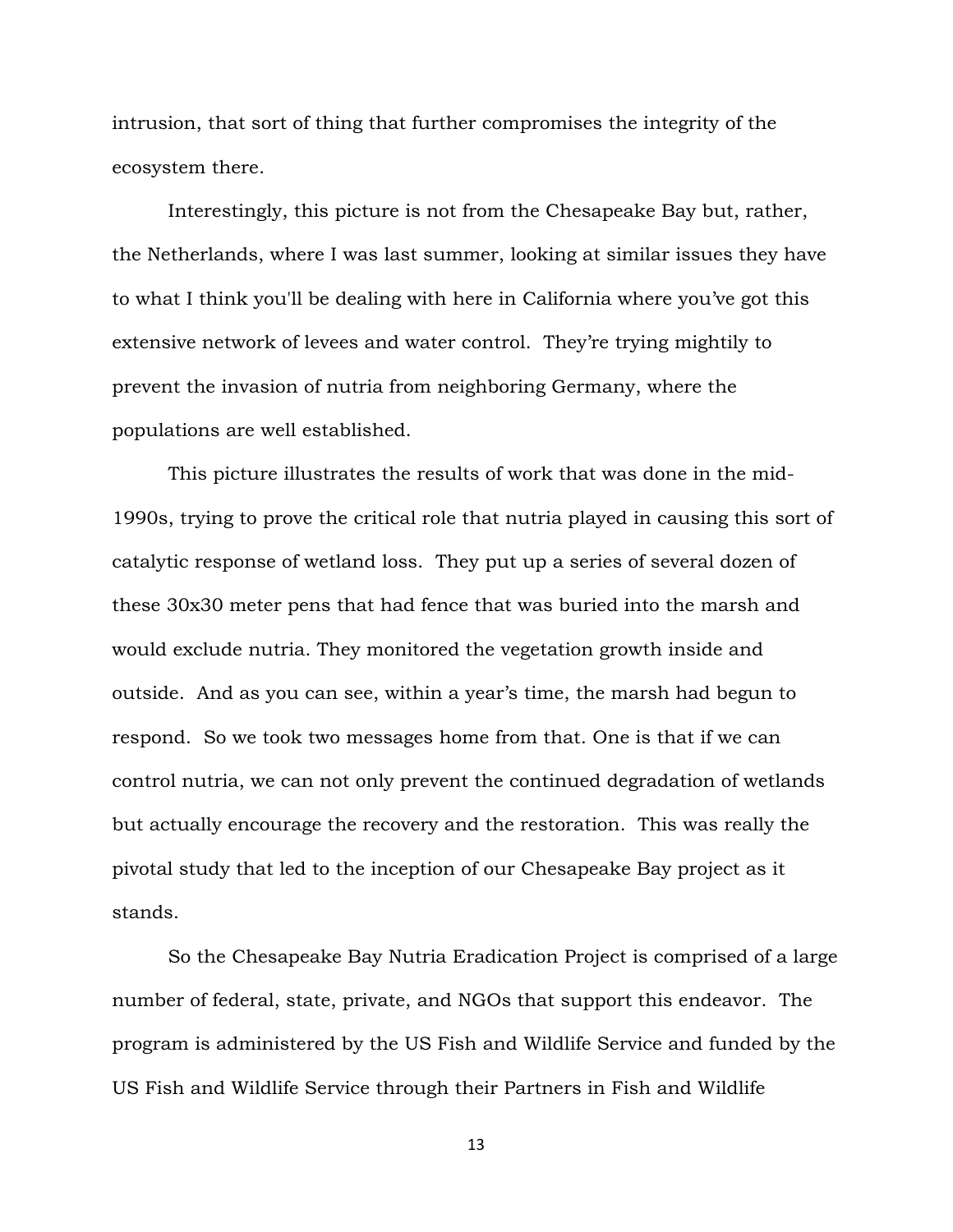intrusion, that sort of thing that further compromises the integrity of the ecosystem there.

Interestingly, this picture is not from the Chesapeake Bay but, rather, the Netherlands, where I was last summer, looking at similar issues they have to what I think you'll be dealing with here in California where you've got this extensive network of levees and water control. They're trying mightily to prevent the invasion of nutria from neighboring Germany, where the populations are well established.

This picture illustrates the results of work that was done in the mid-1990s, trying to prove the critical role that nutria played in causing this sort of catalytic response of wetland loss. They put up a series of several dozen of these 30x30 meter pens that had fence that was buried into the marsh and would exclude nutria. They monitored the vegetation growth inside and outside. And as you can see, within a year's time, the marsh had begun to respond. So we took two messages home from that. One is that if we can control nutria, we can not only prevent the continued degradation of wetlands but actually encourage the recovery and the restoration. This was really the pivotal study that led to the inception of our Chesapeake Bay project as it stands.

So the Chesapeake Bay Nutria Eradication Project is comprised of a large number of federal, state, private, and NGOs that support this endeavor. The program is administered by the US Fish and Wildlife Service and funded by the US Fish and Wildlife Service through their Partners in Fish and Wildlife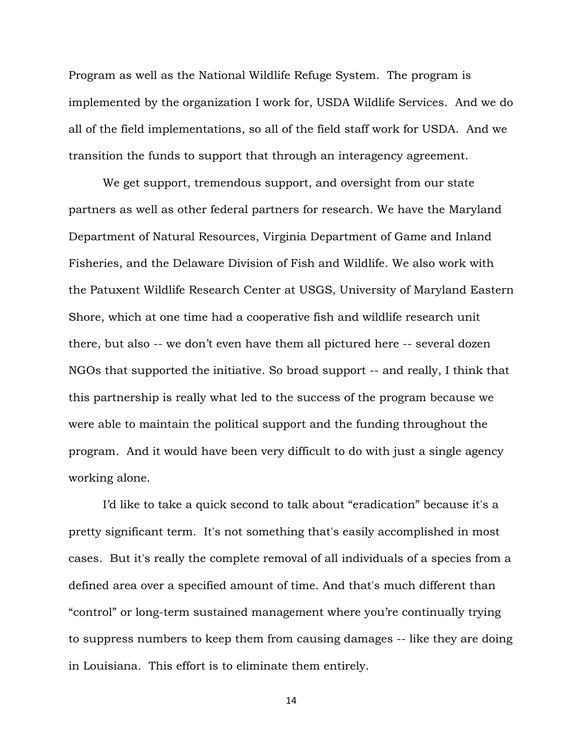Program as well as the National Wildlife Refuge System. The program is implemented by the organization I work for, USDA Wildlife Services. And we do all of the field implementations, so all of the field staff work for USDA. And we transition the funds to support that through an interagency agreement.

We get support, tremendous support, and oversight from our state partners as well as other federal partners for research. We have the Maryland Department of Natural Resources, Virginia Department of Game and Inland Fisheries, and the Delaware Division of Fish and Wildlife. We also work with the Patuxent Wildlife Research Center at USGS, University of Maryland Eastern Shore, which at one time had a cooperative fish and wildlife research unit there, but also -- we don't even have them all pictured here -- several dozen NGOs that supported the initiative. So broad support -- and really, I think that this partnership is really what led to the success of the program because we were able to maintain the political support and the funding throughout the program. And it would have been very difficult to do with just a single agency working alone.

I'd like to take a quick second to talk about "eradication" because it's a pretty significant term. It's not something that's easily accomplished in most cases. But it's really the complete removal of all individuals of a species from a defined area over a specified amount of time. And that's much different than "control" or long-term sustained management where you're continually trying to suppress numbers to keep them from causing damages -- like they are doing in Louisiana. This effort is to eliminate them entirely.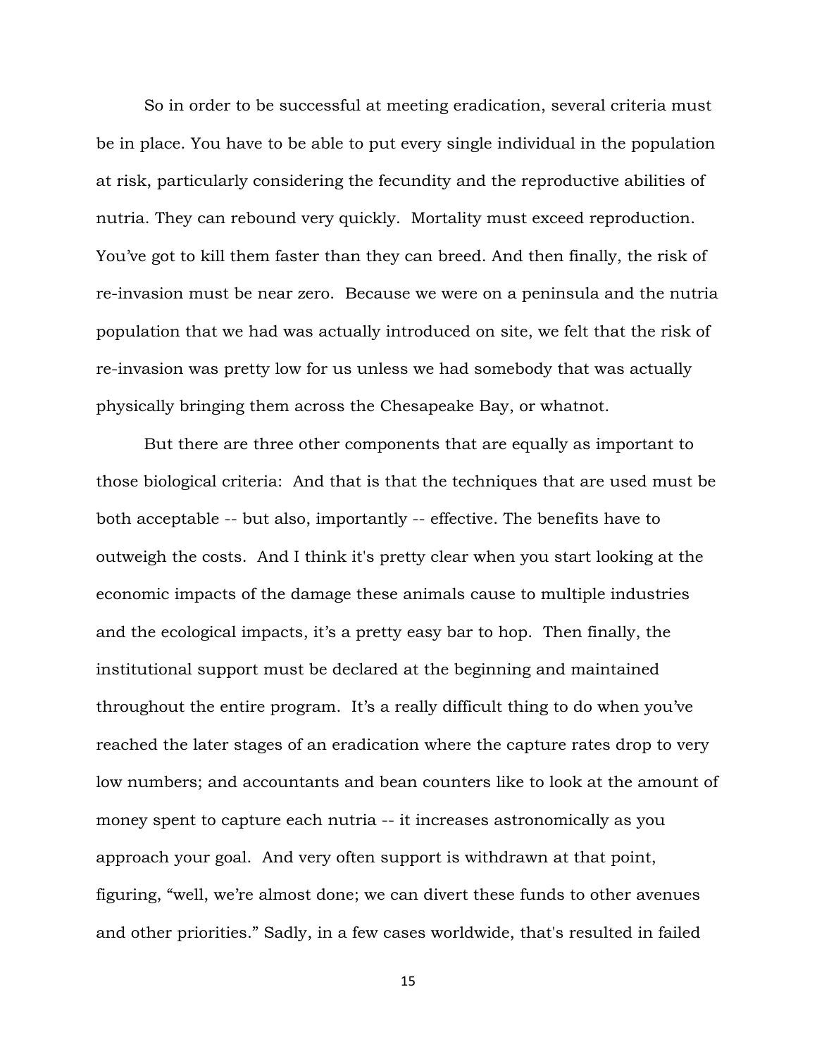So in order to be successful at meeting eradication, several criteria must be in place. You have to be able to put every single individual in the population at risk, particularly considering the fecundity and the reproductive abilities of nutria. They can rebound very quickly. Mortality must exceed reproduction. You've got to kill them faster than they can breed. And then finally, the risk of re-invasion must be near zero. Because we were on a peninsula and the nutria population that we had was actually introduced on site, we felt that the risk of re-invasion was pretty low for us unless we had somebody that was actually physically bringing them across the Chesapeake Bay, or whatnot.

But there are three other components that are equally as important to those biological criteria: And that is that the techniques that are used must be both acceptable -- but also, importantly -- effective. The benefits have to outweigh the costs. And I think it's pretty clear when you start looking at the economic impacts of the damage these animals cause to multiple industries and the ecological impacts, it's a pretty easy bar to hop. Then finally, the institutional support must be declared at the beginning and maintained throughout the entire program. It's a really difficult thing to do when you've reached the later stages of an eradication where the capture rates drop to very low numbers; and accountants and bean counters like to look at the amount of money spent to capture each nutria -- it increases astronomically as you approach your goal. And very often support is withdrawn at that point, figuring, "well, we're almost done; we can divert these funds to other avenues and other priorities." Sadly, in a few cases worldwide, that's resulted in failed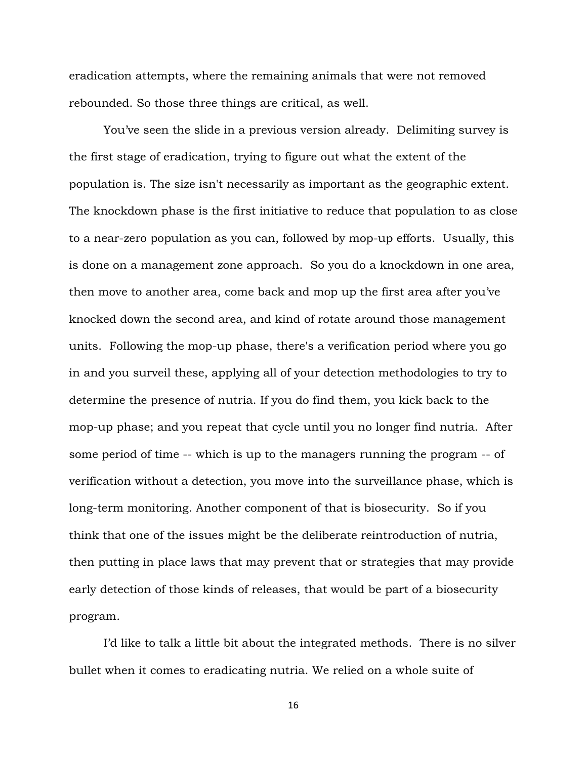eradication attempts, where the remaining animals that were not removed rebounded. So those three things are critical, as well.

You've seen the slide in a previous version already. Delimiting survey is the first stage of eradication, trying to figure out what the extent of the population is. The size isn't necessarily as important as the geographic extent. The knockdown phase is the first initiative to reduce that population to as close to a near-zero population as you can, followed by mop-up efforts. Usually, this is done on a management zone approach. So you do a knockdown in one area, then move to another area, come back and mop up the first area after you've knocked down the second area, and kind of rotate around those management units. Following the mop-up phase, there's a verification period where you go in and you surveil these, applying all of your detection methodologies to try to determine the presence of nutria. If you do find them, you kick back to the mop-up phase; and you repeat that cycle until you no longer find nutria. After some period of time -- which is up to the managers running the program -- of verification without a detection, you move into the surveillance phase, which is long-term monitoring. Another component of that is biosecurity. So if you think that one of the issues might be the deliberate reintroduction of nutria, then putting in place laws that may prevent that or strategies that may provide early detection of those kinds of releases, that would be part of a biosecurity program.

I'd like to talk a little bit about the integrated methods. There is no silver bullet when it comes to eradicating nutria. We relied on a whole suite of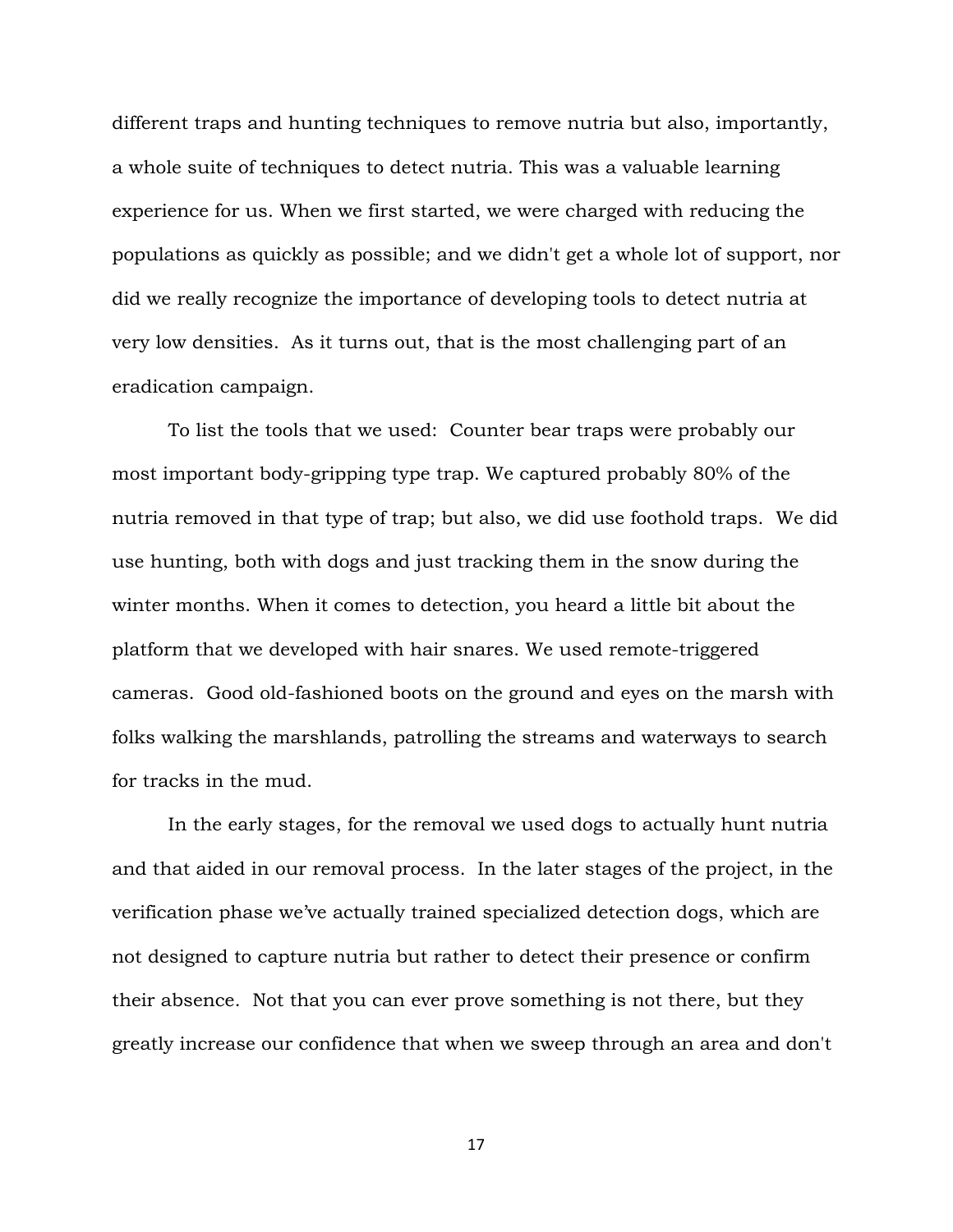different traps and hunting techniques to remove nutria but also, importantly, a whole suite of techniques to detect nutria. This was a valuable learning experience for us. When we first started, we were charged with reducing the populations as quickly as possible; and we didn't get a whole lot of support, nor did we really recognize the importance of developing tools to detect nutria at very low densities. As it turns out, that is the most challenging part of an eradication campaign.

To list the tools that we used: Counter bear traps were probably our most important body-gripping type trap. We captured probably 80% of the nutria removed in that type of trap; but also, we did use foothold traps. We did use hunting, both with dogs and just tracking them in the snow during the winter months. When it comes to detection, you heard a little bit about the platform that we developed with hair snares. We used remote-triggered cameras. Good old-fashioned boots on the ground and eyes on the marsh with folks walking the marshlands, patrolling the streams and waterways to search for tracks in the mud.

In the early stages, for the removal we used dogs to actually hunt nutria and that aided in our removal process. In the later stages of the project, in the verification phase we've actually trained specialized detection dogs, which are not designed to capture nutria but rather to detect their presence or confirm their absence. Not that you can ever prove something is not there, but they greatly increase our confidence that when we sweep through an area and don't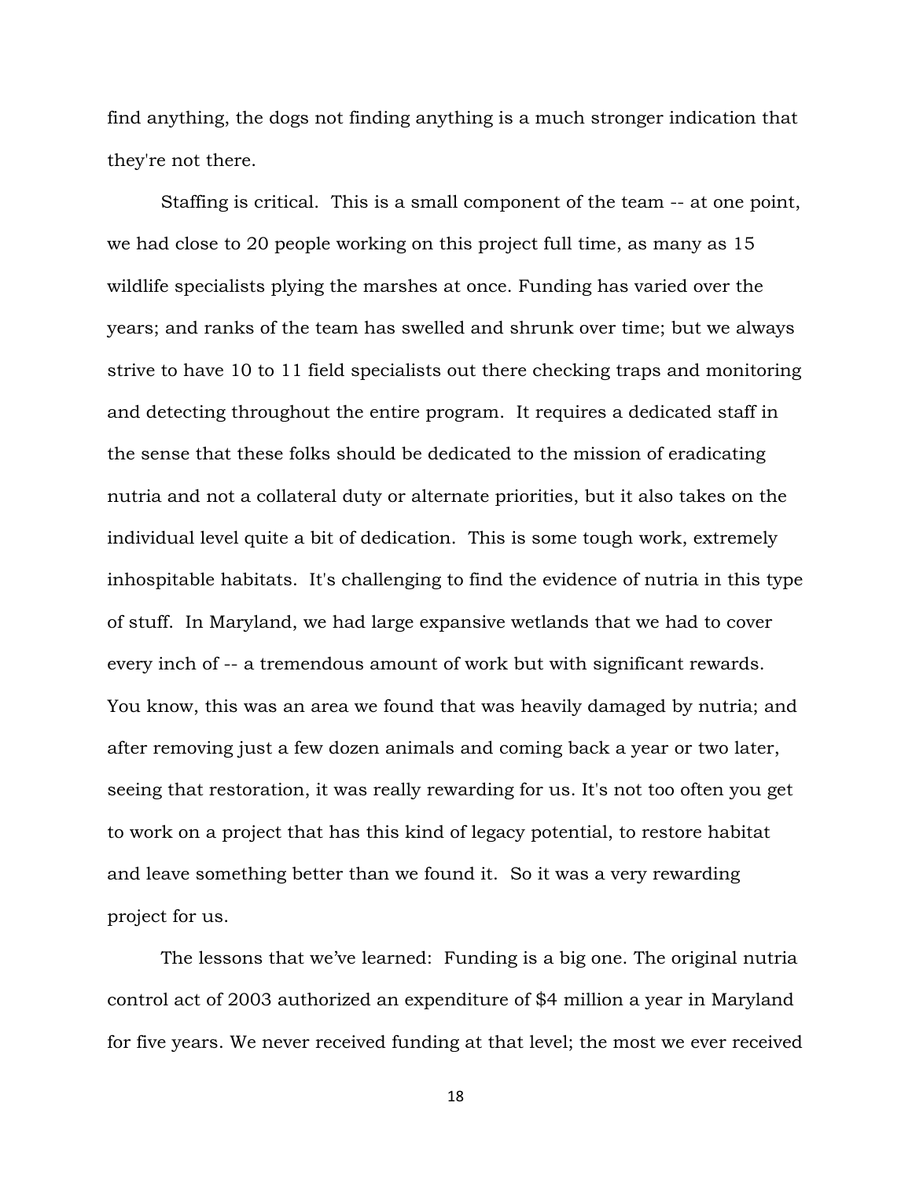find anything, the dogs not finding anything is a much stronger indication that they're not there.

Staffing is critical. This is a small component of the team -- at one point, we had close to 20 people working on this project full time, as many as 15 wildlife specialists plying the marshes at once. Funding has varied over the years; and ranks of the team has swelled and shrunk over time; but we always strive to have 10 to 11 field specialists out there checking traps and monitoring and detecting throughout the entire program. It requires a dedicated staff in the sense that these folks should be dedicated to the mission of eradicating nutria and not a collateral duty or alternate priorities, but it also takes on the individual level quite a bit of dedication. This is some tough work, extremely inhospitable habitats. It's challenging to find the evidence of nutria in this type of stuff. In Maryland, we had large expansive wetlands that we had to cover every inch of -- a tremendous amount of work but with significant rewards. You know, this was an area we found that was heavily damaged by nutria; and after removing just a few dozen animals and coming back a year or two later, seeing that restoration, it was really rewarding for us. It's not too often you get to work on a project that has this kind of legacy potential, to restore habitat and leave something better than we found it. So it was a very rewarding project for us.

The lessons that we've learned: Funding is a big one. The original nutria control act of 2003 authorized an expenditure of $4 million a year in Maryland for five years. We never received funding at that level; the most we ever received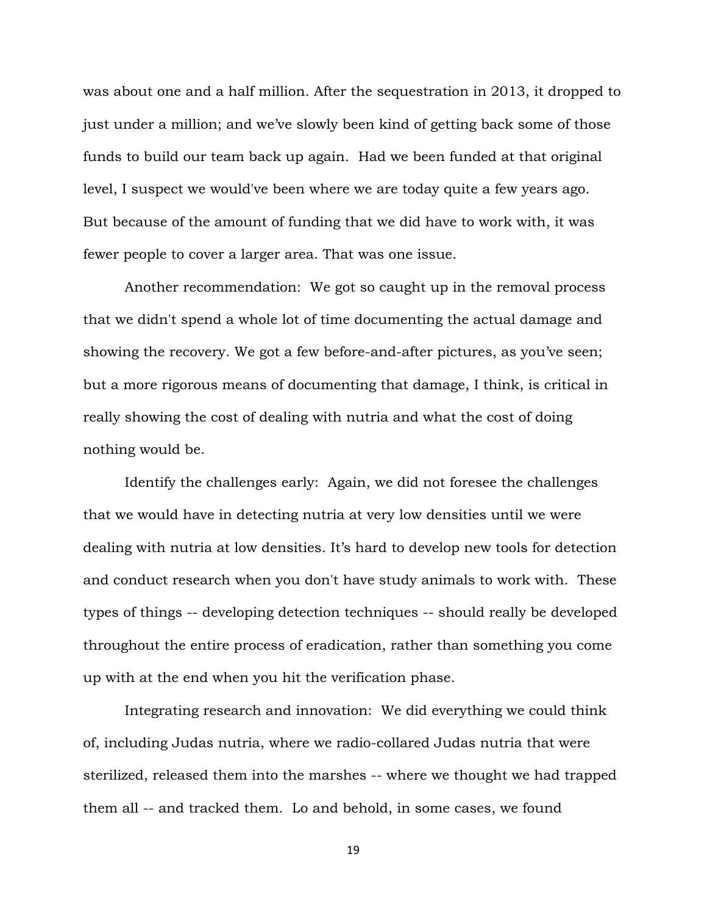was about one and a half million. After the sequestration in 2013, it dropped to just under a million; and we've slowly been kind of getting back some of those funds to build our team back up again. Had we been funded at that original level, I suspect we would've been where we are today quite a few years ago. But because of the amount of funding that we did have to work with, it was fewer people to cover a larger area. That was one issue.

Another recommendation: We got so caught up in the removal process that we didn't spend a whole lot of time documenting the actual damage and showing the recovery. We got a few before-and-after pictures, as you've seen; but a more rigorous means of documenting that damage, I think, is critical in really showing the cost of dealing with nutria and what the cost of doing nothing would be.

Identify the challenges early: Again, we did not foresee the challenges that we would have in detecting nutria at very low densities until we were dealing with nutria at low densities. It's hard to develop new tools for detection and conduct research when you don't have study animals to work with. These types of things -- developing detection techniques -- should really be developed throughout the entire process of eradication, rather than something you come up with at the end when you hit the verification phase.

Integrating research and innovation: We did everything we could think of, including Judas nutria, where we radio-collared Judas nutria that were sterilized, released them into the marshes -- where we thought we had trapped them all -- and tracked them. Lo and behold, in some cases, we found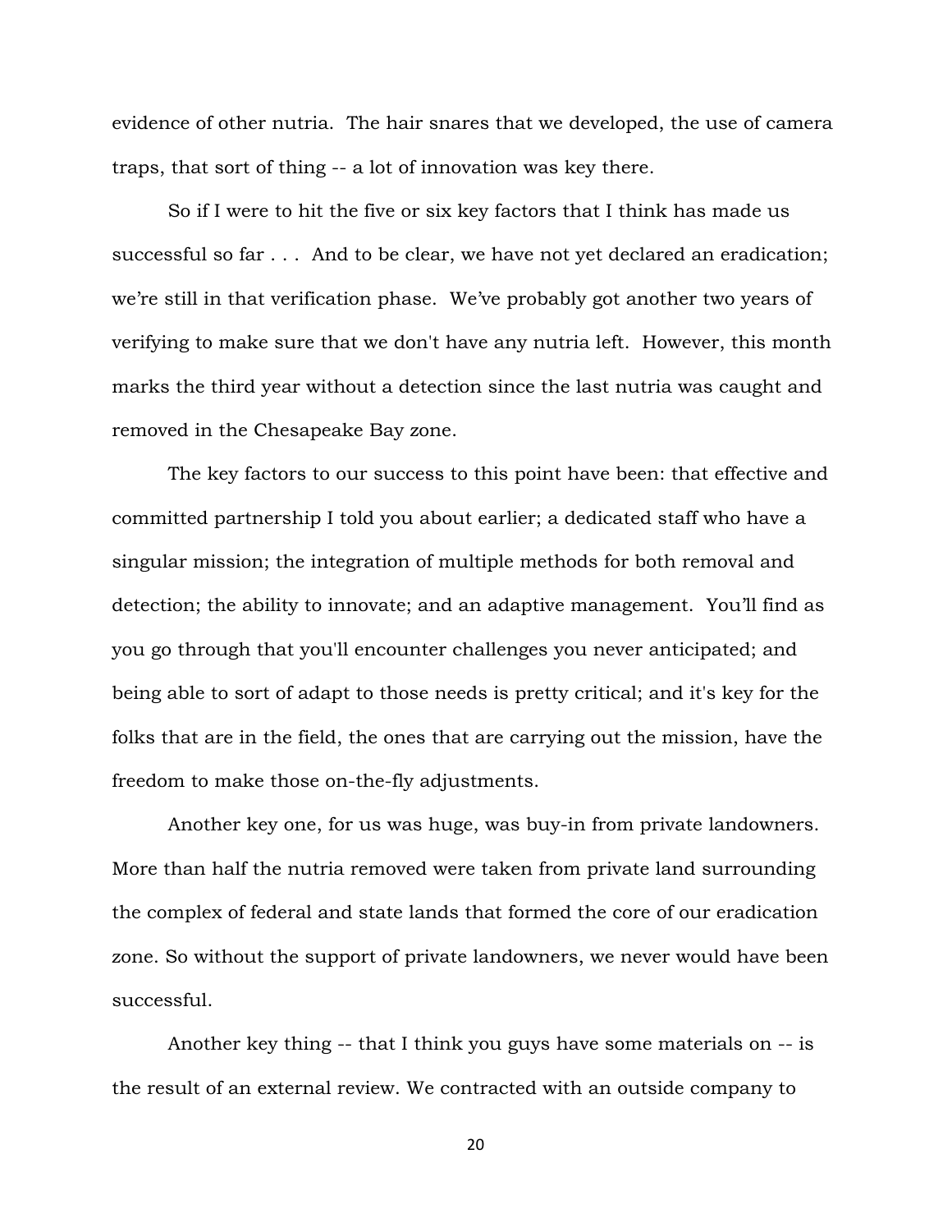evidence of other nutria. The hair snares that we developed, the use of camera traps, that sort of thing -- a lot of innovation was key there.

So if I were to hit the five or six key factors that I think has made us successful so far . . . And to be clear, we have not yet declared an eradication; we're still in that verification phase. We've probably got another two years of verifying to make sure that we don't have any nutria left. However, this month marks the third year without a detection since the last nutria was caught and removed in the Chesapeake Bay zone.

The key factors to our success to this point have been: that effective and committed partnership I told you about earlier; a dedicated staff who have a singular mission; the integration of multiple methods for both removal and detection; the ability to innovate; and an adaptive management. You'll find as you go through that you'll encounter challenges you never anticipated; and being able to sort of adapt to those needs is pretty critical; and it's key for the folks that are in the field, the ones that are carrying out the mission, have the freedom to make those on-the-fly adjustments.

Another key one, for us was huge, was buy-in from private landowners. More than half the nutria removed were taken from private land surrounding the complex of federal and state lands that formed the core of our eradication zone. So without the support of private landowners, we never would have been successful.

Another key thing -- that I think you guys have some materials on -- is the result of an external review. We contracted with an outside company to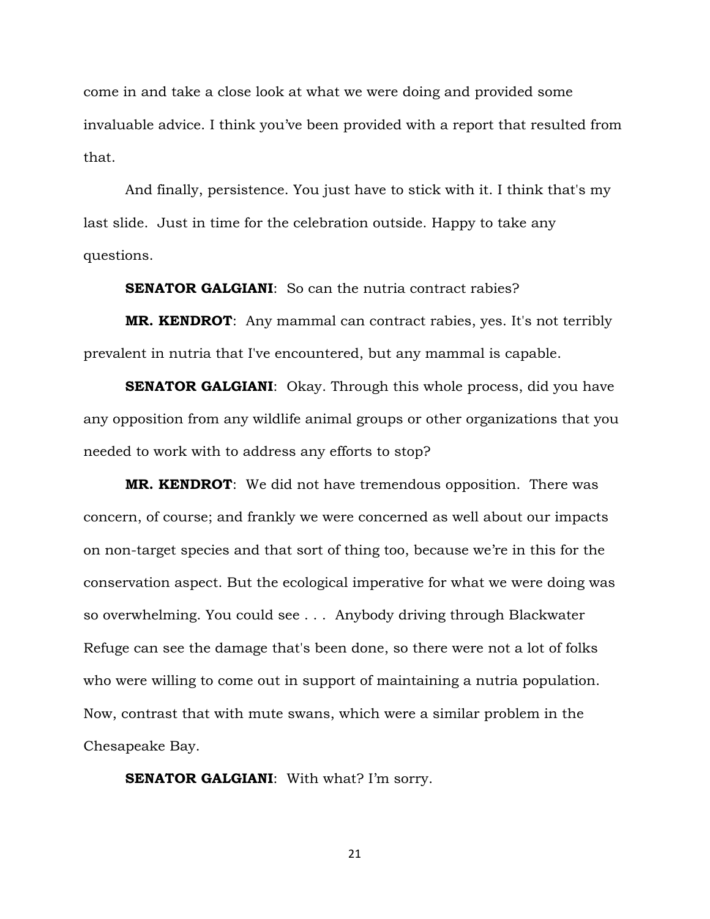come in and take a close look at what we were doing and provided some invaluable advice. I think you've been provided with a report that resulted from that.

And finally, persistence. You just have to stick with it. I think that's my last slide. Just in time for the celebration outside. Happy to take any questions.

**SENATOR GALGIANI**: So can the nutria contract rabies?

**MR. KENDROT**: Any mammal can contract rabies, yes. It's not terribly prevalent in nutria that I've encountered, but any mammal is capable.

**SENATOR GALGIANI**: Okay. Through this whole process, did you have any opposition from any wildlife animal groups or other organizations that you needed to work with to address any efforts to stop?

**MR. KENDROT**: We did not have tremendous opposition. There was concern, of course; and frankly we were concerned as well about our impacts on non-target species and that sort of thing too, because we're in this for the conservation aspect. But the ecological imperative for what we were doing was so overwhelming. You could see . . . Anybody driving through Blackwater Refuge can see the damage that's been done, so there were not a lot of folks who were willing to come out in support of maintaining a nutria population. Now, contrast that with mute swans, which were a similar problem in the Chesapeake Bay.

**SENATOR GALGIANI**: With what? I'm sorry.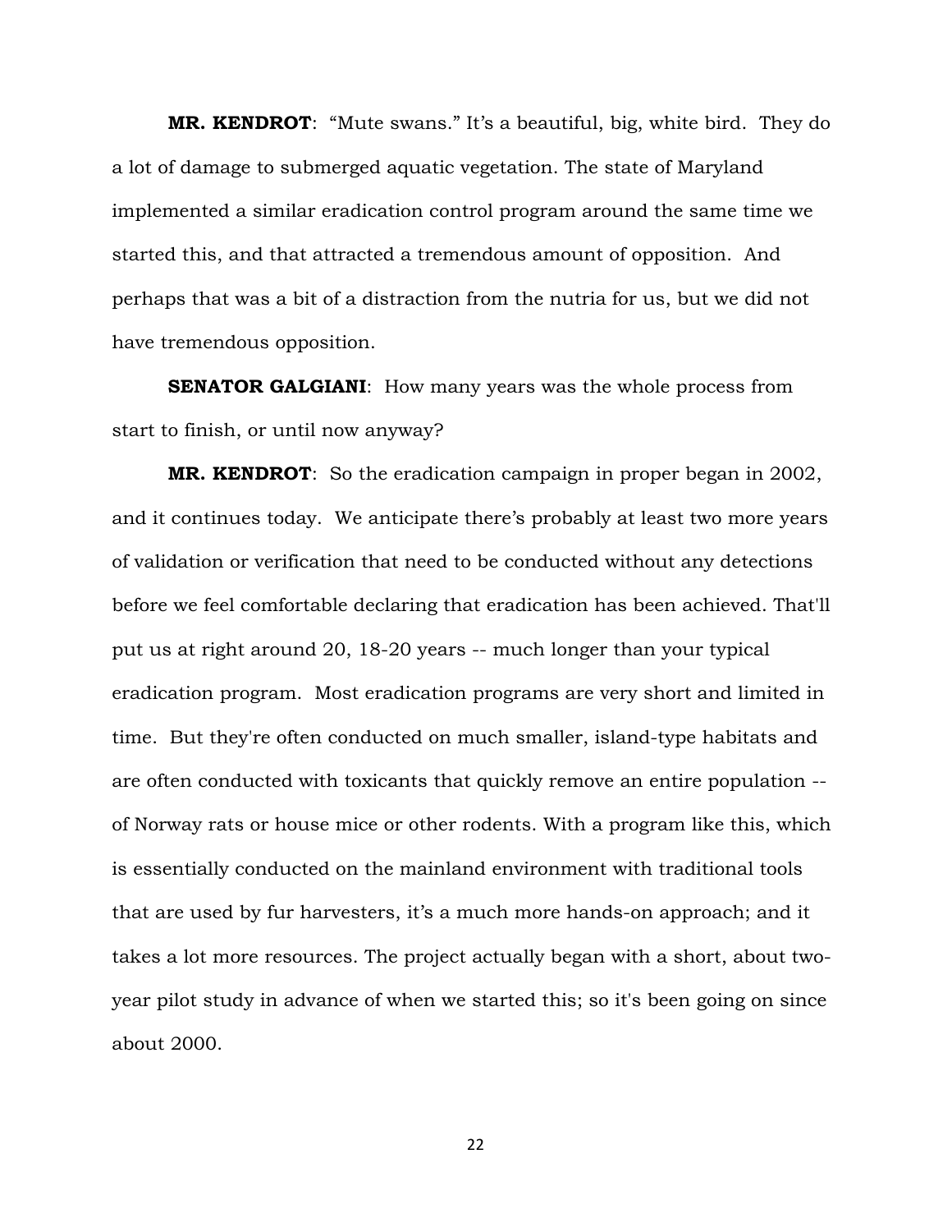**MR. KENDROT**: "Mute swans." It's a beautiful, big, white bird. They do a lot of damage to submerged aquatic vegetation. The state of Maryland implemented a similar eradication control program around the same time we started this, and that attracted a tremendous amount of opposition. And perhaps that was a bit of a distraction from the nutria for us, but we did not have tremendous opposition.

**SENATOR GALGIANI**: How many years was the whole process from start to finish, or until now anyway?

**MR. KENDROT**: So the eradication campaign in proper began in 2002, and it continues today. We anticipate there's probably at least two more years of validation or verification that need to be conducted without any detections before we feel comfortable declaring that eradication has been achieved. That'll put us at right around 20, 18-20 years -- much longer than your typical eradication program. Most eradication programs are very short and limited in time. But they're often conducted on much smaller, island-type habitats and are often conducted with toxicants that quickly remove an entire population -- of Norway rats or house mice or other rodents. With a program like this, which is essentially conducted on the mainland environment with traditional tools that are used by fur harvesters, it's a much more hands-on approach; and it takes a lot more resources. The project actually began with a short, about two-year pilot study in advance of when we started this; so it's been going on since about 2000.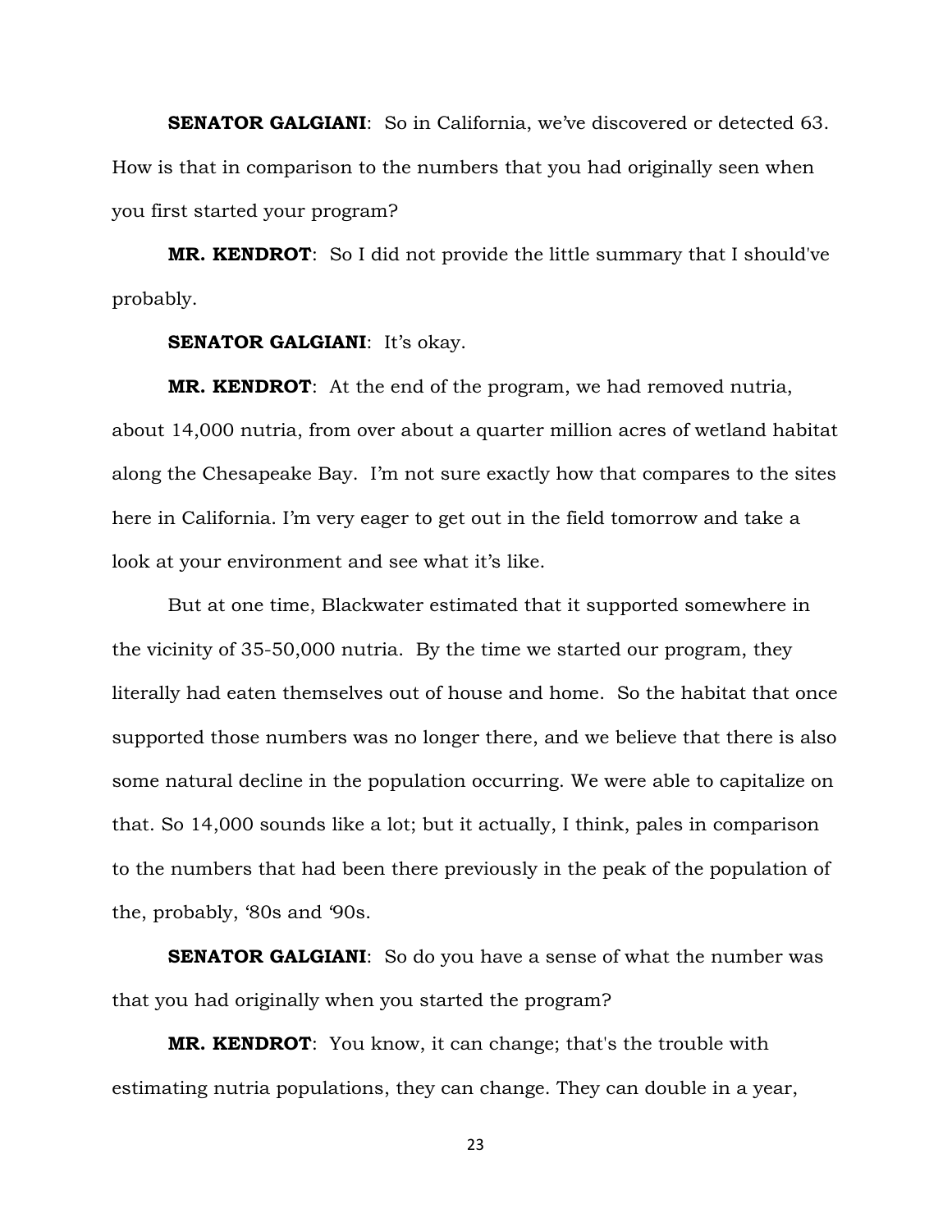**SENATOR GALGIANI**: So in California, we've discovered or detected 63. How is that in comparison to the numbers that you had originally seen when you first started your program?

**MR. KENDROT**: So I did not provide the little summary that I should've probably.

**SENATOR GALGIANI**: It's okay.

**MR. KENDROT**: At the end of the program, we had removed nutria, about 14,000 nutria, from over about a quarter million acres of wetland habitat along the Chesapeake Bay. I'm not sure exactly how that compares to the sites here in California. I'm very eager to get out in the field tomorrow and take a look at your environment and see what it's like.

But at one time, Blackwater estimated that it supported somewhere in the vicinity of 35-50,000 nutria. By the time we started our program, they literally had eaten themselves out of house and home. So the habitat that once supported those numbers was no longer there, and we believe that there is also some natural decline in the population occurring. We were able to capitalize on that. So 14,000 sounds like a lot; but it actually, I think, pales in comparison to the numbers that had been there previously in the peak of the population of the, probably, '80s and '90s.

**SENATOR GALGIANI**: So do you have a sense of what the number was that you had originally when you started the program?

**MR. KENDROT**: You know, it can change; that's the trouble with estimating nutria populations, they can change. They can double in a year,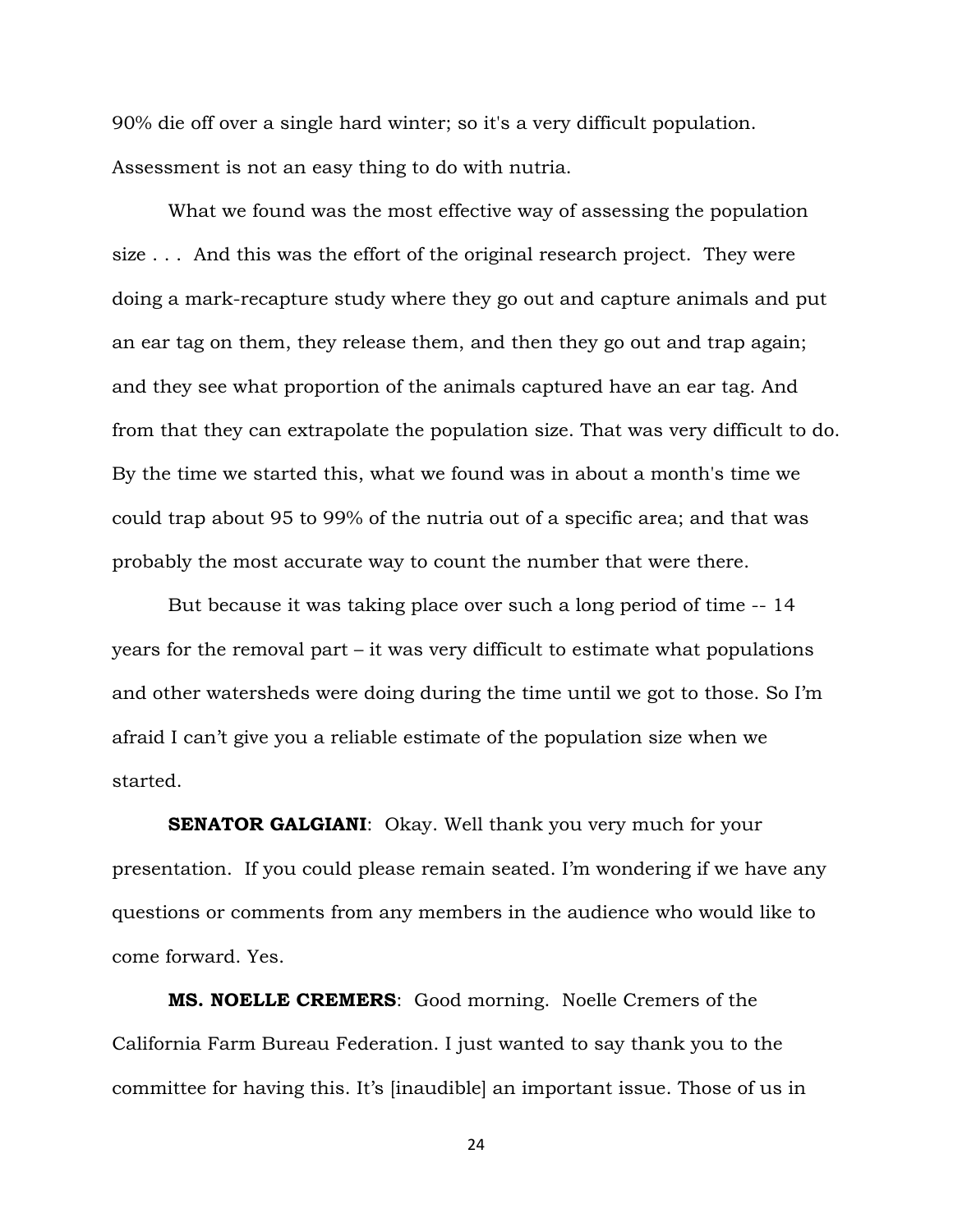90% die off over a single hard winter; so it's a very difficult population. Assessment is not an easy thing to do with nutria.

What we found was the most effective way of assessing the population size . . . And this was the effort of the original research project. They were doing a mark-recapture study where they go out and capture animals and put an ear tag on them, they release them, and then they go out and trap again; and they see what proportion of the animals captured have an ear tag. And from that they can extrapolate the population size. That was very difficult to do. By the time we started this, what we found was in about a month's time we could trap about 95 to 99% of the nutria out of a specific area; and that was probably the most accurate way to count the number that were there.

But because it was taking place over such a long period of time -- 14 years for the removal part – it was very difficult to estimate what populations and other watersheds were doing during the time until we got to those. So I'm afraid I can't give you a reliable estimate of the population size when we started.

**SENATOR GALGIANI**: Okay. Well thank you very much for your presentation. If you could please remain seated. I'm wondering if we have any questions or comments from any members in the audience who would like to come forward. Yes.

**MS. NOELLE CREMERS**: Good morning. Noelle Cremers of the California Farm Bureau Federation. I just wanted to say thank you to the committee for having this. It's [inaudible] an important issue. Those of us in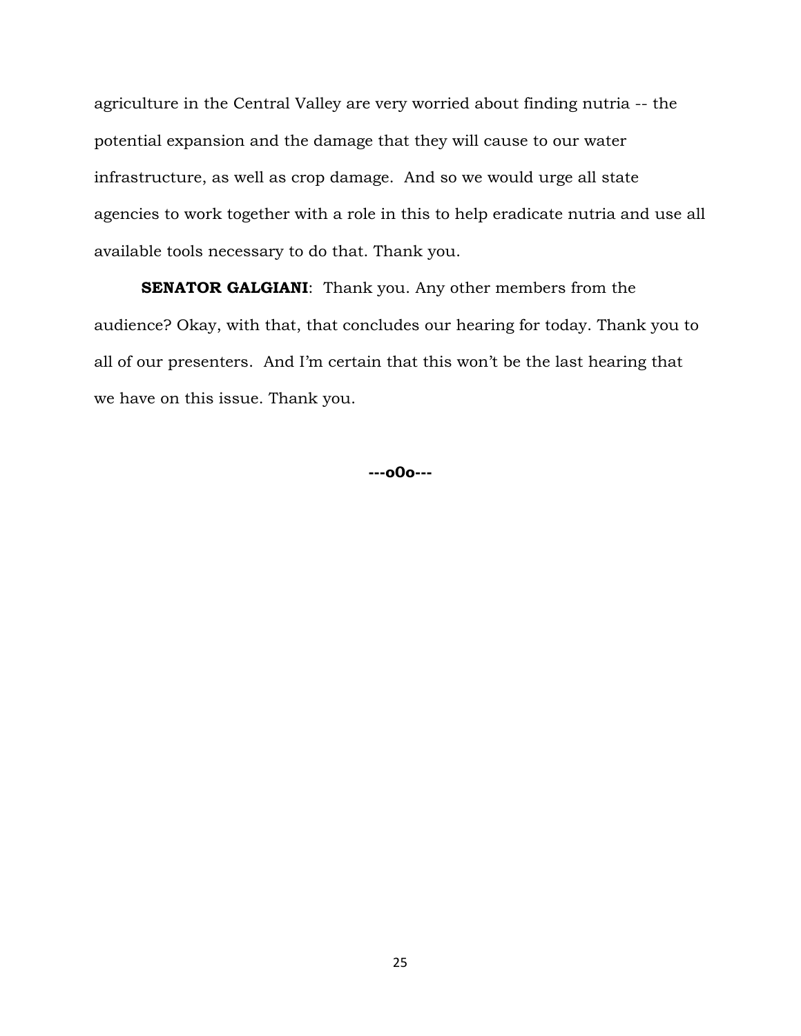agriculture in the Central Valley are very worried about finding nutria -- the potential expansion and the damage that they will cause to our water infrastructure, as well as crop damage. And so we would urge all state agencies to work together with a role in this to help eradicate nutria and use all available tools necessary to do that. Thank you.

**SENATOR GALGIANI**: Thank you. Any other members from the audience? Okay, with that, that concludes our hearing for today. Thank you to all of our presenters. And I'm certain that this won't be the last hearing that we have on this issue. Thank you.

**---o0o---**